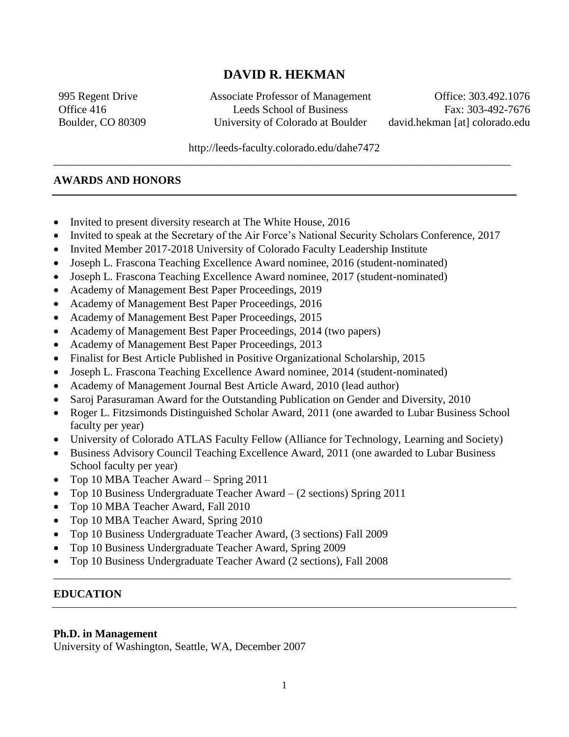# DAVID R. HEKMAN

995 Regent Drive
Office 416
Boulder, CO 80309

Associate Professor of Management
Leeds School of Business
University of Colorado at Boulder

Office: 303.492.1076
Fax: 303-492-7676
david.hekman [at] colorado.edu

http://leeds-faculty.colorado.edu/dahe7472

## AWARDS AND HONORS

- Invited to present diversity research at The White House, 2016
- Invited to speak at the Secretary of the Air Force's National Security Scholars Conference, 2017
- Invited Member 2017-2018 University of Colorado Faculty Leadership Institute
- Joseph L. Frascona Teaching Excellence Award nominee, 2016 (student-nominated)
- Joseph L. Frascona Teaching Excellence Award nominee, 2017 (student-nominated)
- Academy of Management Best Paper Proceedings, 2019
- Academy of Management Best Paper Proceedings, 2016
- Academy of Management Best Paper Proceedings, 2015
- Academy of Management Best Paper Proceedings, 2014 (two papers)
- Academy of Management Best Paper Proceedings, 2013
- Finalist for Best Article Published in Positive Organizational Scholarship, 2015
- Joseph L. Frascona Teaching Excellence Award nominee, 2014 (student-nominated)
- Academy of Management Journal Best Article Award, 2010 (lead author)
- Saroj Parasuraman Award for the Outstanding Publication on Gender and Diversity, 2010
- Roger L. Fitzsimonds Distinguished Scholar Award, 2011 (one awarded to Lubar Business School faculty per year)
- University of Colorado ATLAS Faculty Fellow (Alliance for Technology, Learning and Society)
- Business Advisory Council Teaching Excellence Award, 2011 (one awarded to Lubar Business School faculty per year)
- Top 10 MBA Teacher Award – Spring 2011
- Top 10 Business Undergraduate Teacher Award – (2 sections) Spring 2011
- Top 10 MBA Teacher Award, Fall 2010
- Top 10 MBA Teacher Award, Spring 2010
- Top 10 Business Undergraduate Teacher Award, (3 sections) Fall 2009
- Top 10 Business Undergraduate Teacher Award, Spring 2009
- Top 10 Business Undergraduate Teacher Award (2 sections), Fall 2008

## EDUCATION

**Ph.D. in Management**
University of Washington, Seattle, WA, December 2007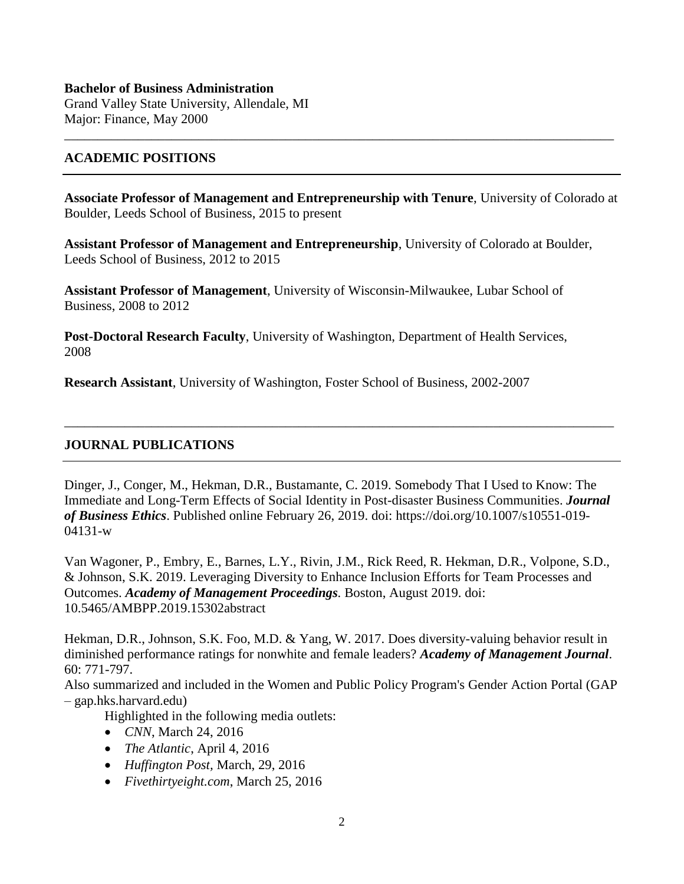**Bachelor of Business Administration**
Grand Valley State University, Allendale, MI
Major: Finance, May 2000

## ACADEMIC POSITIONS

**Associate Professor of Management and Entrepreneurship with Tenure**, University of Colorado at Boulder, Leeds School of Business, 2015 to present

**Assistant Professor of Management and Entrepreneurship**, University of Colorado at Boulder, Leeds School of Business, 2012 to 2015

**Assistant Professor of Management**, University of Wisconsin-Milwaukee, Lubar School of Business, 2008 to 2012

**Post-Doctoral Research Faculty**, University of Washington, Department of Health Services, 2008

**Research Assistant**, University of Washington, Foster School of Business, 2002-2007

## JOURNAL PUBLICATIONS

Dinger, J., Conger, M., Hekman, D.R., Bustamante, C. 2019. Somebody That I Used to Know: The Immediate and Long-Term Effects of Social Identity in Post-disaster Business Communities. ***Journal of Business Ethics***. Published online February 26, 2019. doi: https://doi.org/10.1007/s10551-019-04131-w

Van Wagoner, P., Embry, E., Barnes, L.Y., Rivin, J.M., Rick Reed, R. Hekman, D.R., Volpone, S.D., & Johnson, S.K. 2019. Leveraging Diversity to Enhance Inclusion Efforts for Team Processes and Outcomes. ***Academy of Management Proceedings****.* Boston, August 2019. doi: 10.5465/AMBPP.2019.15302abstract

Hekman, D.R., Johnson, S.K. Foo, M.D. & Yang, W. 2017. Does diversity-valuing behavior result in diminished performance ratings for nonwhite and female leaders? ***Academy of Management Journal***. 60: 771-797.
Also summarized and included in the Women and Public Policy Program's Gender Action Portal (GAP – gap.hks.harvard.edu)

Highlighted in the following media outlets:

- *CNN*, March 24, 2016
- *The Atlantic*, April 4, 2016
- *Huffington Post,* March, 29, 2016
- *Fivethirtyeight.com*, March 25, 2016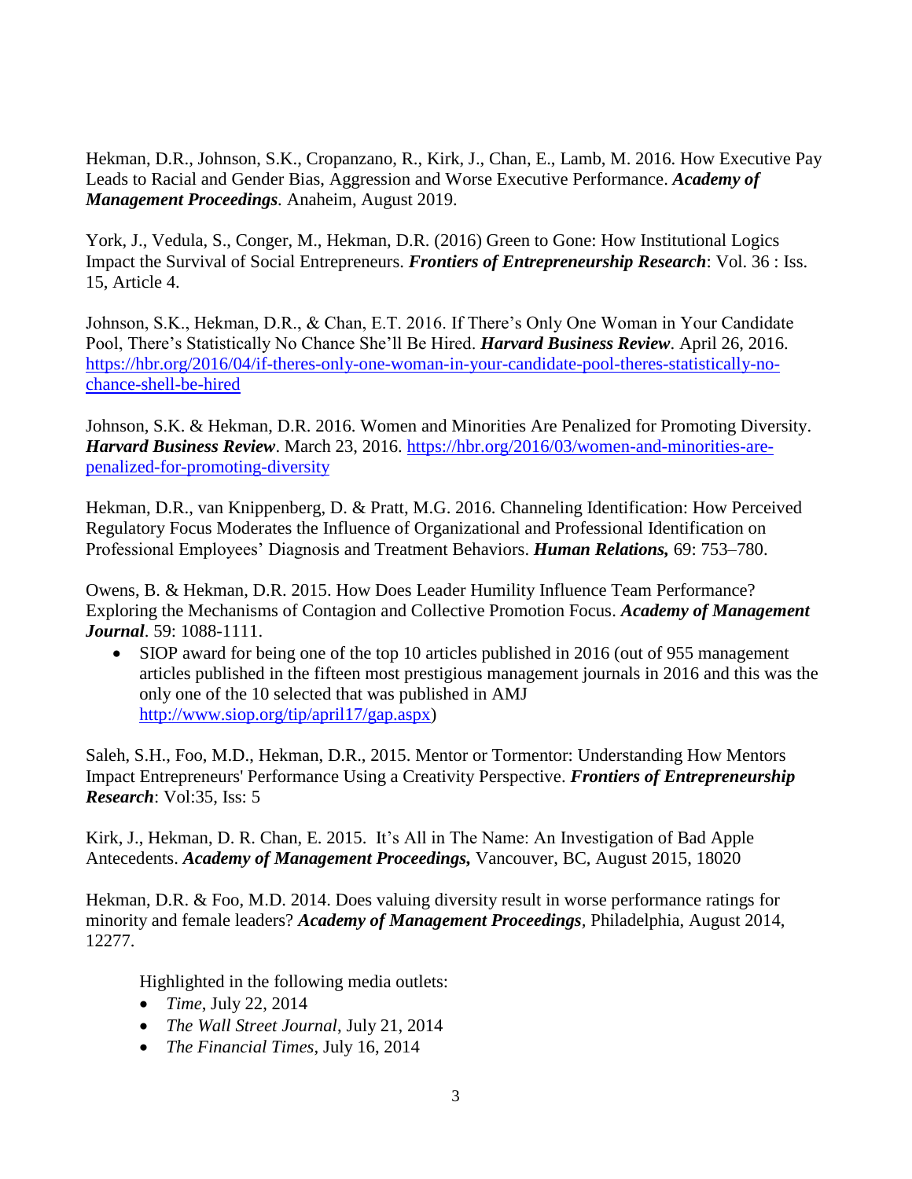Hekman, D.R., Johnson, S.K., Cropanzano, R., Kirk, J., Chan, E., Lamb, M. 2016. How Executive Pay Leads to Racial and Gender Bias, Aggression and Worse Executive Performance. ***Academy of Management Proceedings.*** Anaheim, August 2019.

York, J., Vedula, S., Conger, M., Hekman, D.R. (2016) Green to Gone: How Institutional Logics Impact the Survival of Social Entrepreneurs. ***Frontiers of Entrepreneurship Research***: Vol. 36 : Iss. 15, Article 4.

Johnson, S.K., Hekman, D.R., & Chan, E.T. 2016. If There's Only One Woman in Your Candidate Pool, There's Statistically No Chance She'll Be Hired. ***Harvard Business Review***. April 26, 2016. [https://hbr.org/2016/04/if-theres-only-one-woman-in-your-candidate-pool-theres-statistically-no-chance-shell-be-hired](https://hbr.org/2016/04/if-theres-only-one-woman-in-your-candidate-pool-theres-statistically-no-chance-shell-be-hired)

Johnson, S.K. & Hekman, D.R. 2016. Women and Minorities Are Penalized for Promoting Diversity. ***Harvard Business Review***. March 23, 2016. [https://hbr.org/2016/03/women-and-minorities-are-penalized-for-promoting-diversity](https://hbr.org/2016/03/women-and-minorities-are-penalized-for-promoting-diversity)

Hekman, D.R., van Knippenberg, D. & Pratt, M.G. 2016. Channeling Identification: How Perceived Regulatory Focus Moderates the Influence of Organizational and Professional Identification on Professional Employees' Diagnosis and Treatment Behaviors. ***Human Relations,*** 69: 753–780.

Owens, B. & Hekman, D.R. 2015. How Does Leader Humility Influence Team Performance? Exploring the Mechanisms of Contagion and Collective Promotion Focus. ***Academy of Management Journal***. 59: 1088-1111.

- SIOP award for being one of the top 10 articles published in 2016 (out of 955 management articles published in the fifteen most prestigious management journals in 2016 and this was the only one of the 10 selected that was published in AMJ [http://www.siop.org/tip/april17/gap.aspx](http://www.siop.org/tip/april17/gap.aspx))

Saleh, S.H., Foo, M.D., Hekman, D.R., 2015. Mentor or Tormentor: Understanding How Mentors Impact Entrepreneurs' Performance Using a Creativity Perspective. ***Frontiers of Entrepreneurship Research***: Vol:35, Iss: 5

Kirk, J., Hekman, D. R. Chan, E. 2015. It's All in The Name: An Investigation of Bad Apple Antecedents. ***Academy of Management Proceedings,*** Vancouver, BC, August 2015, 18020

Hekman, D.R. & Foo, M.D. 2014. Does valuing diversity result in worse performance ratings for minority and female leaders? ***Academy of Management Proceedings***, Philadelphia, August 2014, 12277.

Highlighted in the following media outlets:

- *Time*, July 22, 2014
- *The Wall Street Journal*, July 21, 2014
- *The Financial Times*, July 16, 2014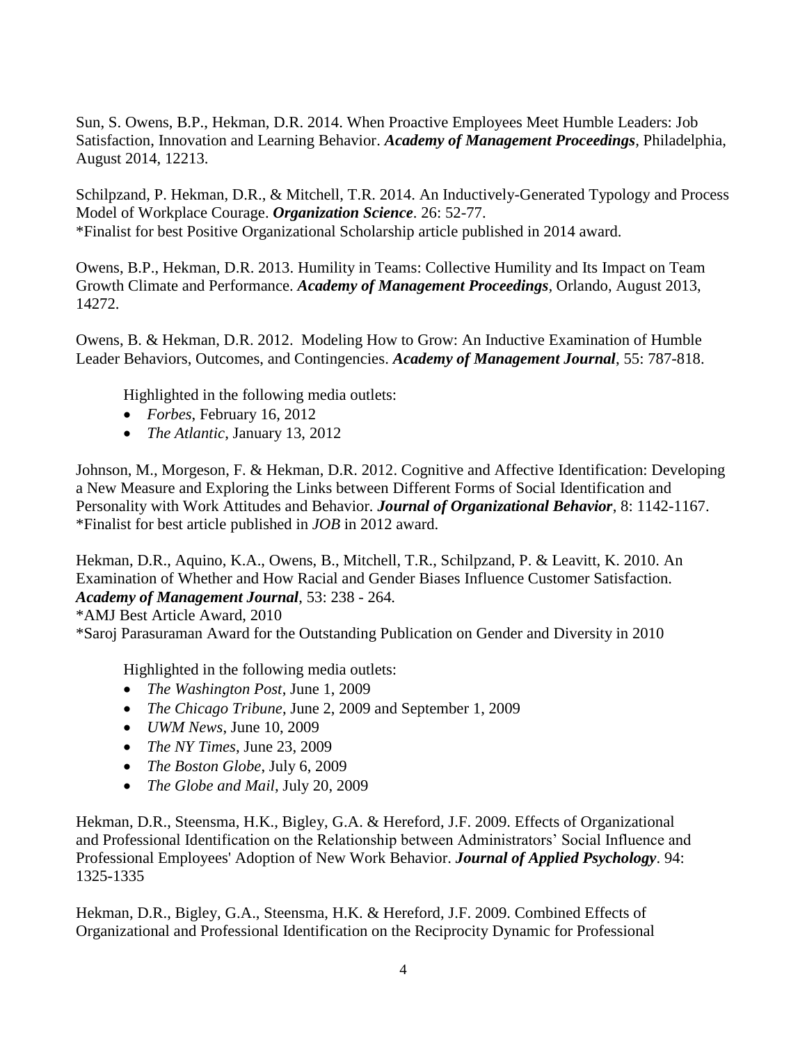Sun, S. Owens, B.P., Hekman, D.R. 2014. When Proactive Employees Meet Humble Leaders: Job Satisfaction, Innovation and Learning Behavior. ***Academy of Management Proceedings***, Philadelphia, August 2014, 12213.

Schilpzand, P. Hekman, D.R., & Mitchell, T.R. 2014. An Inductively-Generated Typology and Process Model of Workplace Courage. ***Organization Science***. 26: 52-77.
*Finalist for best Positive Organizational Scholarship article published in 2014 award.

Owens, B.P., Hekman, D.R. 2013. Humility in Teams: Collective Humility and Its Impact on Team Growth Climate and Performance. ***Academy of Management Proceedings***, Orlando, August 2013, 14272.

Owens, B. & Hekman, D.R. 2012. Modeling How to Grow: An Inductive Examination of Humble Leader Behaviors, Outcomes, and Contingencies. ***Academy of Management Journal***, 55: 787-818.

Highlighted in the following media outlets:

- *Forbes*, February 16, 2012
- *The Atlantic*, January 13, 2012

Johnson, M., Morgeson, F. & Hekman, D.R. 2012. Cognitive and Affective Identification: Developing a New Measure and Exploring the Links between Different Forms of Social Identification and Personality with Work Attitudes and Behavior. ***Journal of Organizational Behavior***, 8: 1142-1167.
*Finalist for best article published in *JOB* in 2012 award.

Hekman, D.R., Aquino, K.A., Owens, B., Mitchell, T.R., Schilpzand, P. & Leavitt, K. 2010. An Examination of Whether and How Racial and Gender Biases Influence Customer Satisfaction. ***Academy of Management Journal***, 53: 238 - 264.
*AMJ Best Article Award, 2010
*Saroj Parasuraman Award for the Outstanding Publication on Gender and Diversity in 2010

Highlighted in the following media outlets:

- *The Washington Post*, June 1, 2009
- *The Chicago Tribune*, June 2, 2009 and September 1, 2009
- *UWM News*, June 10, 2009
- *The NY Times*, June 23, 2009
- *The Boston Globe*, July 6, 2009
- *The Globe and Mail*, July 20, 2009

Hekman, D.R., Steensma, H.K., Bigley, G.A. & Hereford, J.F. 2009. Effects of Organizational and Professional Identification on the Relationship between Administrators' Social Influence and Professional Employees' Adoption of New Work Behavior. ***Journal of Applied Psychology***. 94: 1325-1335

Hekman, D.R., Bigley, G.A., Steensma, H.K. & Hereford, J.F. 2009. Combined Effects of Organizational and Professional Identification on the Reciprocity Dynamic for Professional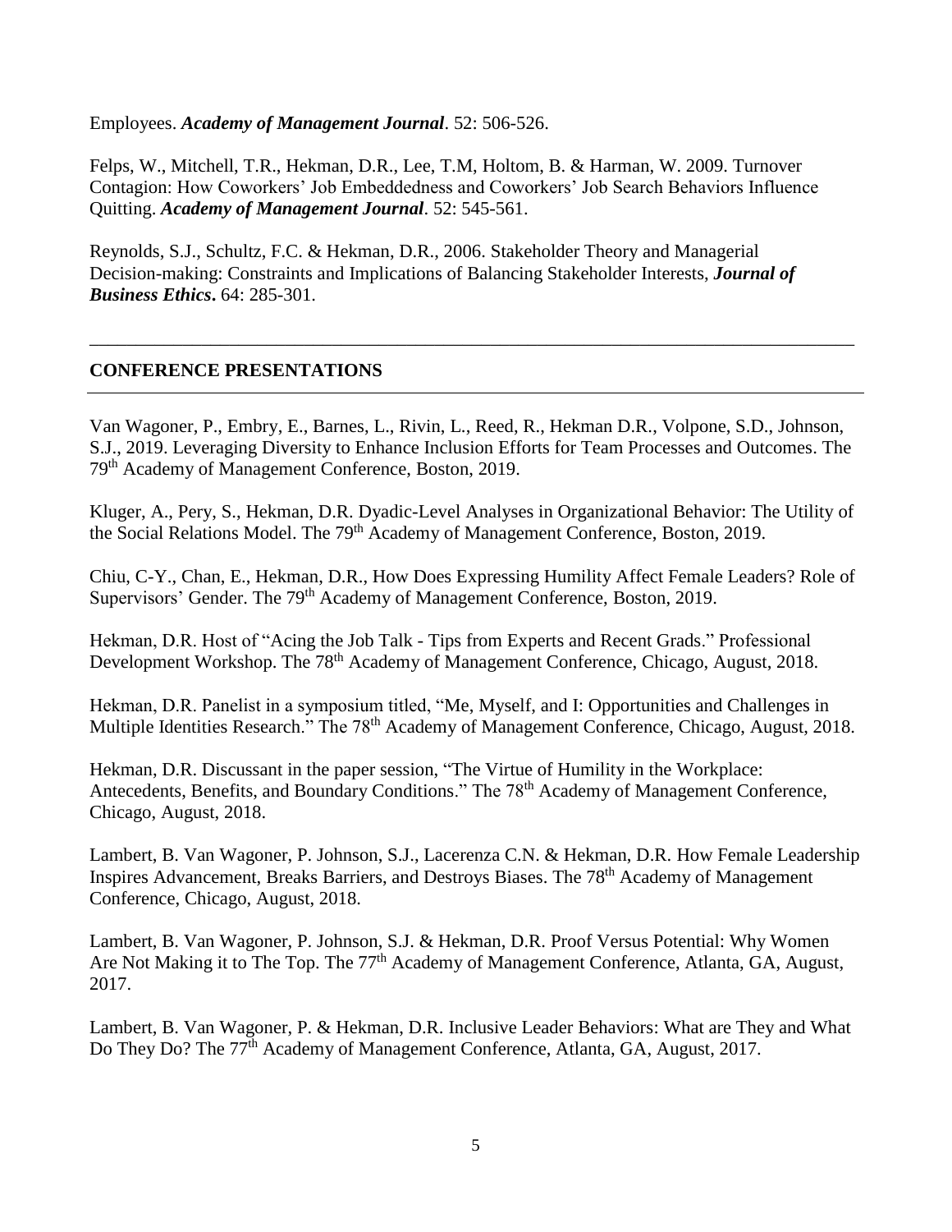Employees. ***Academy of Management Journal***. 52: 506-526.

Felps, W., Mitchell, T.R., Hekman, D.R., Lee, T.M, Holtom, B. & Harman, W. 2009. Turnover Contagion: How Coworkers' Job Embeddedness and Coworkers' Job Search Behaviors Influence Quitting. ***Academy of Management Journal***. 52: 545-561.

Reynolds, S.J., Schultz, F.C. & Hekman, D.R., 2006. Stakeholder Theory and Managerial Decision-making: Constraints and Implications of Balancing Stakeholder Interests, ***Journal of Business Ethics***. 64: 285-301.

---

## CONFERENCE PRESENTATIONS

Van Wagoner, P., Embry, E., Barnes, L., Rivin, L., Reed, R., Hekman D.R., Volpone, S.D., Johnson, S.J., 2019. Leveraging Diversity to Enhance Inclusion Efforts for Team Processes and Outcomes. The 79th Academy of Management Conference, Boston, 2019.

Kluger, A., Pery, S., Hekman, D.R. Dyadic-Level Analyses in Organizational Behavior: The Utility of the Social Relations Model. The 79th Academy of Management Conference, Boston, 2019.

Chiu, C-Y., Chan, E., Hekman, D.R., How Does Expressing Humility Affect Female Leaders? Role of Supervisors' Gender. The 79th Academy of Management Conference, Boston, 2019.

Hekman, D.R. Host of "Acing the Job Talk - Tips from Experts and Recent Grads." Professional Development Workshop. The 78th Academy of Management Conference, Chicago, August, 2018.

Hekman, D.R. Panelist in a symposium titled, "Me, Myself, and I: Opportunities and Challenges in Multiple Identities Research." The 78th Academy of Management Conference, Chicago, August, 2018.

Hekman, D.R. Discussant in the paper session, "The Virtue of Humility in the Workplace: Antecedents, Benefits, and Boundary Conditions." The 78th Academy of Management Conference, Chicago, August, 2018.

Lambert, B. Van Wagoner, P. Johnson, S.J., Lacerenza C.N. & Hekman, D.R. How Female Leadership Inspires Advancement, Breaks Barriers, and Destroys Biases. The 78th Academy of Management Conference, Chicago, August, 2018.

Lambert, B. Van Wagoner, P. Johnson, S.J. & Hekman, D.R. Proof Versus Potential: Why Women Are Not Making it to The Top. The 77th Academy of Management Conference, Atlanta, GA, August, 2017.

Lambert, B. Van Wagoner, P. & Hekman, D.R. Inclusive Leader Behaviors: What are They and What Do They Do? The 77th Academy of Management Conference, Atlanta, GA, August, 2017.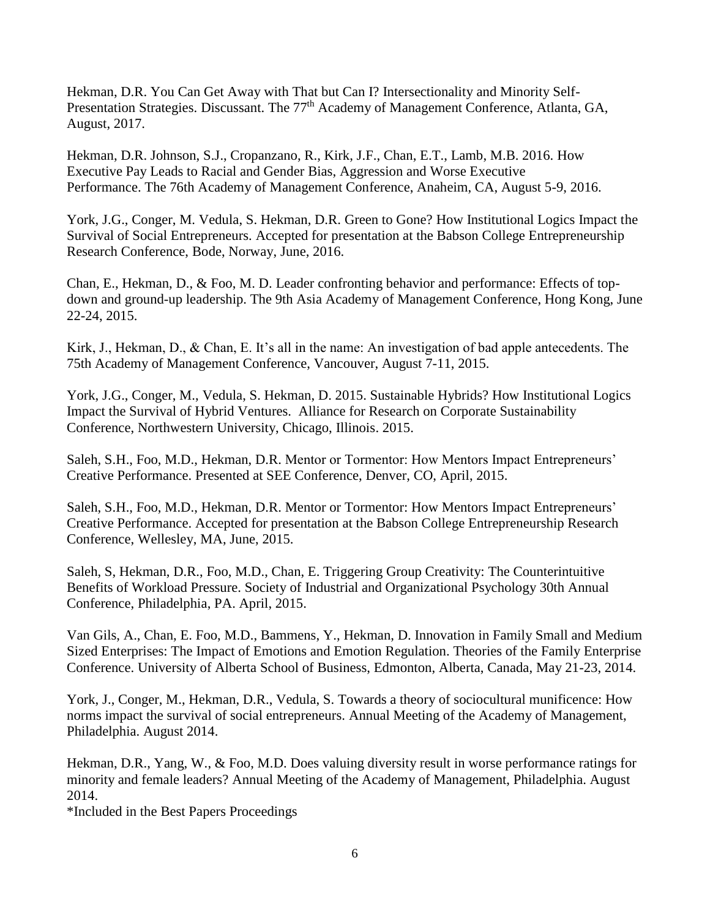Hekman, D.R. You Can Get Away with That but Can I? Intersectionality and Minority Self-Presentation Strategies. Discussant. The 77th Academy of Management Conference, Atlanta, GA, August, 2017.

Hekman, D.R. Johnson, S.J., Cropanzano, R., Kirk, J.F., Chan, E.T., Lamb, M.B. 2016. How Executive Pay Leads to Racial and Gender Bias, Aggression and Worse Executive Performance. The 76th Academy of Management Conference, Anaheim, CA, August 5-9, 2016.

York, J.G., Conger, M. Vedula, S. Hekman, D.R. Green to Gone? How Institutional Logics Impact the Survival of Social Entrepreneurs. Accepted for presentation at the Babson College Entrepreneurship Research Conference, Bode, Norway, June, 2016.

Chan, E., Hekman, D., & Foo, M. D. Leader confronting behavior and performance: Effects of top-down and ground-up leadership. The 9th Asia Academy of Management Conference, Hong Kong, June 22-24, 2015.

Kirk, J., Hekman, D., & Chan, E. It's all in the name: An investigation of bad apple antecedents. The 75th Academy of Management Conference, Vancouver, August 7-11, 2015.

York, J.G., Conger, M., Vedula, S. Hekman, D. 2015. Sustainable Hybrids? How Institutional Logics Impact the Survival of Hybrid Ventures. Alliance for Research on Corporate Sustainability Conference, Northwestern University, Chicago, Illinois. 2015.

Saleh, S.H., Foo, M.D., Hekman, D.R. Mentor or Tormentor: How Mentors Impact Entrepreneurs' Creative Performance. Presented at SEE Conference, Denver, CO, April, 2015.

Saleh, S.H., Foo, M.D., Hekman, D.R. Mentor or Tormentor: How Mentors Impact Entrepreneurs' Creative Performance. Accepted for presentation at the Babson College Entrepreneurship Research Conference, Wellesley, MA, June, 2015.

Saleh, S, Hekman, D.R., Foo, M.D., Chan, E. Triggering Group Creativity: The Counterintuitive Benefits of Workload Pressure. Society of Industrial and Organizational Psychology 30th Annual Conference, Philadelphia, PA. April, 2015.

Van Gils, A., Chan, E. Foo, M.D., Bammens, Y., Hekman, D. Innovation in Family Small and Medium Sized Enterprises: The Impact of Emotions and Emotion Regulation. Theories of the Family Enterprise Conference. University of Alberta School of Business, Edmonton, Alberta, Canada, May 21-23, 2014.

York, J., Conger, M., Hekman, D.R., Vedula, S. Towards a theory of sociocultural munificence: How norms impact the survival of social entrepreneurs. Annual Meeting of the Academy of Management, Philadelphia. August 2014.

Hekman, D.R., Yang, W., & Foo, M.D. Does valuing diversity result in worse performance ratings for minority and female leaders? Annual Meeting of the Academy of Management, Philadelphia. August 2014.
*Included in the Best Papers Proceedings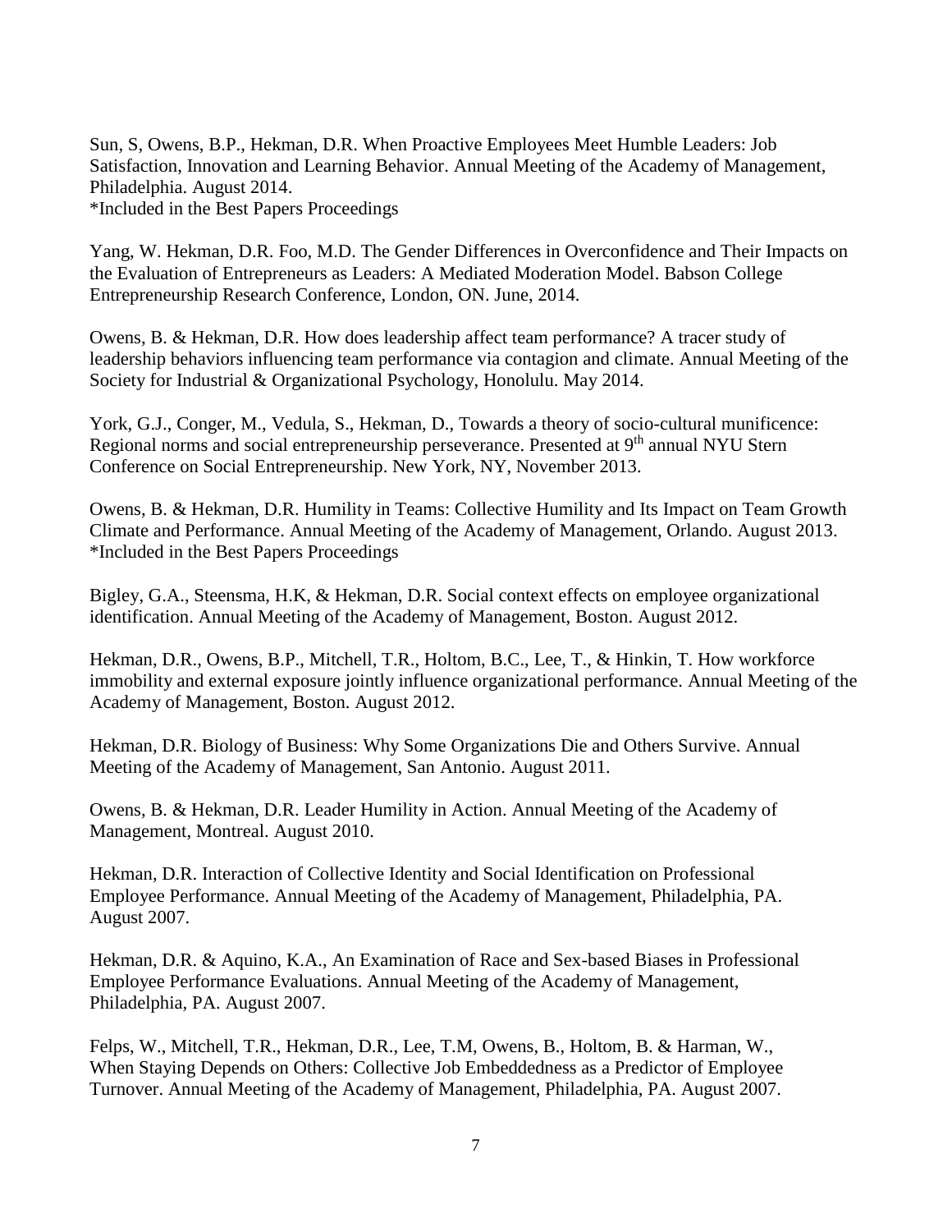Sun, S, Owens, B.P., Hekman, D.R. When Proactive Employees Meet Humble Leaders: Job Satisfaction, Innovation and Learning Behavior. Annual Meeting of the Academy of Management, Philadelphia. August 2014.
*Included in the Best Papers Proceedings

Yang, W. Hekman, D.R. Foo, M.D. The Gender Differences in Overconfidence and Their Impacts on the Evaluation of Entrepreneurs as Leaders: A Mediated Moderation Model. Babson College Entrepreneurship Research Conference, London, ON. June, 2014.

Owens, B. & Hekman, D.R. How does leadership affect team performance? A tracer study of leadership behaviors influencing team performance via contagion and climate. Annual Meeting of the Society for Industrial & Organizational Psychology, Honolulu. May 2014.

York, G.J., Conger, M., Vedula, S., Hekman, D., Towards a theory of socio-cultural munificence: Regional norms and social entrepreneurship perseverance. Presented at 9th annual NYU Stern Conference on Social Entrepreneurship. New York, NY, November 2013.

Owens, B. & Hekman, D.R. Humility in Teams: Collective Humility and Its Impact on Team Growth Climate and Performance. Annual Meeting of the Academy of Management, Orlando. August 2013.
*Included in the Best Papers Proceedings

Bigley, G.A., Steensma, H.K, & Hekman, D.R. Social context effects on employee organizational identification. Annual Meeting of the Academy of Management, Boston. August 2012.

Hekman, D.R., Owens, B.P., Mitchell, T.R., Holtom, B.C., Lee, T., & Hinkin, T. How workforce immobility and external exposure jointly influence organizational performance. Annual Meeting of the Academy of Management, Boston. August 2012.

Hekman, D.R. Biology of Business: Why Some Organizations Die and Others Survive. Annual Meeting of the Academy of Management, San Antonio. August 2011.

Owens, B. & Hekman, D.R. Leader Humility in Action. Annual Meeting of the Academy of Management, Montreal. August 2010.

Hekman, D.R. Interaction of Collective Identity and Social Identification on Professional Employee Performance. Annual Meeting of the Academy of Management, Philadelphia, PA. August 2007.

Hekman, D.R. & Aquino, K.A., An Examination of Race and Sex-based Biases in Professional Employee Performance Evaluations. Annual Meeting of the Academy of Management, Philadelphia, PA. August 2007.

Felps, W., Mitchell, T.R., Hekman, D.R., Lee, T.M, Owens, B., Holtom, B. & Harman, W., When Staying Depends on Others: Collective Job Embeddedness as a Predictor of Employee Turnover. Annual Meeting of the Academy of Management, Philadelphia, PA. August 2007.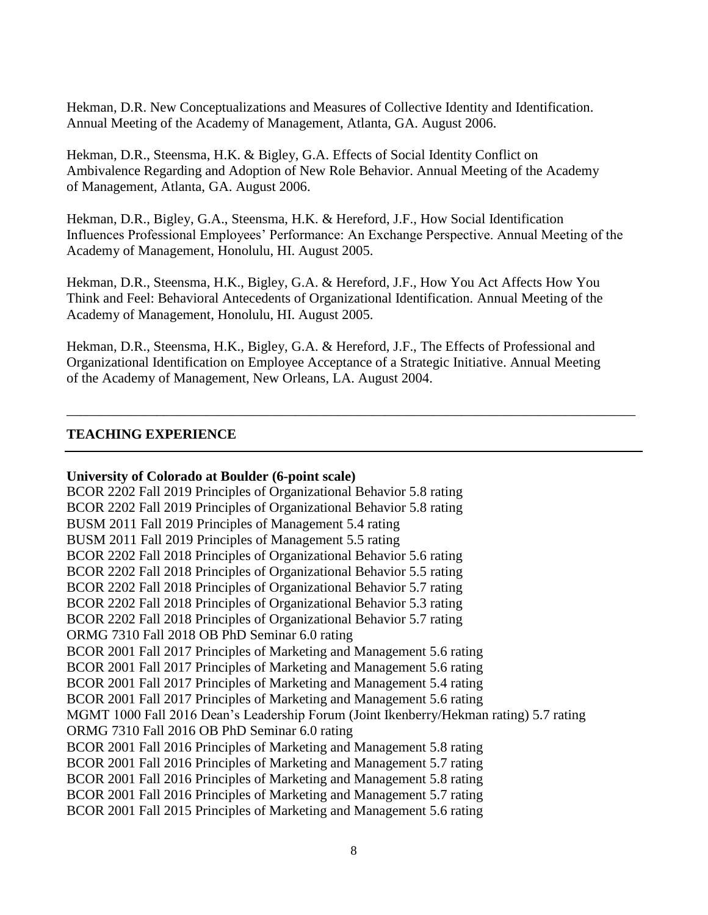Hekman, D.R. New Conceptualizations and Measures of Collective Identity and Identification. Annual Meeting of the Academy of Management, Atlanta, GA. August 2006.

Hekman, D.R., Steensma, H.K. & Bigley, G.A. Effects of Social Identity Conflict on Ambivalence Regarding and Adoption of New Role Behavior. Annual Meeting of the Academy of Management, Atlanta, GA. August 2006.

Hekman, D.R., Bigley, G.A., Steensma, H.K. & Hereford, J.F., How Social Identification Influences Professional Employees' Performance: An Exchange Perspective. Annual Meeting of the Academy of Management, Honolulu, HI. August 2005.

Hekman, D.R., Steensma, H.K., Bigley, G.A. & Hereford, J.F., How You Act Affects How You Think and Feel: Behavioral Antecedents of Organizational Identification. Annual Meeting of the Academy of Management, Honolulu, HI. August 2005.

Hekman, D.R., Steensma, H.K., Bigley, G.A. & Hereford, J.F., The Effects of Professional and Organizational Identification on Employee Acceptance of a Strategic Initiative. Annual Meeting of the Academy of Management, New Orleans, LA. August 2004.

---

## TEACHING EXPERIENCE

**University of Colorado at Boulder (6-point scale)**

BCOR 2202 Fall 2019 Principles of Organizational Behavior 5.8 rating
BCOR 2202 Fall 2019 Principles of Organizational Behavior 5.8 rating
BUSM 2011 Fall 2019 Principles of Management 5.4 rating
BUSM 2011 Fall 2019 Principles of Management 5.5 rating
BCOR 2202 Fall 2018 Principles of Organizational Behavior 5.6 rating
BCOR 2202 Fall 2018 Principles of Organizational Behavior 5.5 rating
BCOR 2202 Fall 2018 Principles of Organizational Behavior 5.7 rating
BCOR 2202 Fall 2018 Principles of Organizational Behavior 5.3 rating
BCOR 2202 Fall 2018 Principles of Organizational Behavior 5.7 rating
ORMG 7310 Fall 2018 OB PhD Seminar 6.0 rating
BCOR 2001 Fall 2017 Principles of Marketing and Management 5.6 rating
BCOR 2001 Fall 2017 Principles of Marketing and Management 5.6 rating
BCOR 2001 Fall 2017 Principles of Marketing and Management 5.4 rating
BCOR 2001 Fall 2017 Principles of Marketing and Management 5.6 rating
MGMT 1000 Fall 2016 Dean's Leadership Forum (Joint Ikenberry/Hekman rating) 5.7 rating
ORMG 7310 Fall 2016 OB PhD Seminar 6.0 rating
BCOR 2001 Fall 2016 Principles of Marketing and Management 5.8 rating
BCOR 2001 Fall 2016 Principles of Marketing and Management 5.7 rating
BCOR 2001 Fall 2016 Principles of Marketing and Management 5.8 rating
BCOR 2001 Fall 2016 Principles of Marketing and Management 5.7 rating
BCOR 2001 Fall 2015 Principles of Marketing and Management 5.6 rating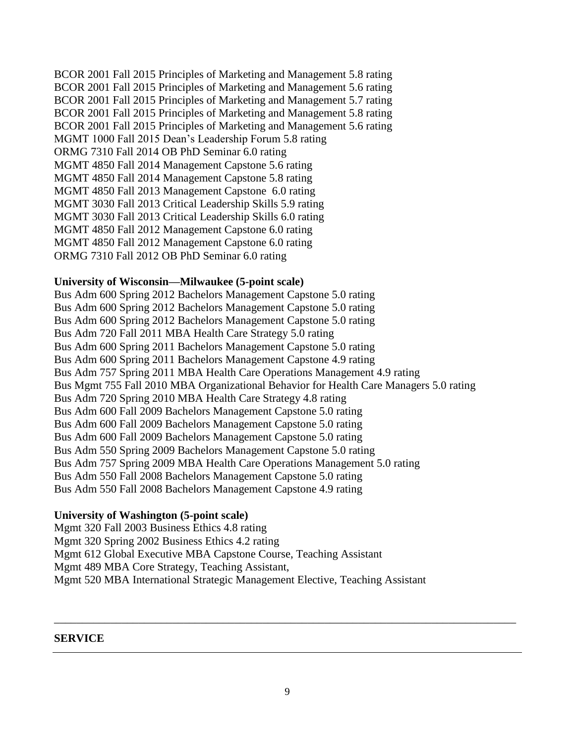BCOR 2001 Fall 2015 Principles of Marketing and Management 5.8 rating
BCOR 2001 Fall 2015 Principles of Marketing and Management 5.6 rating
BCOR 2001 Fall 2015 Principles of Marketing and Management 5.7 rating
BCOR 2001 Fall 2015 Principles of Marketing and Management 5.8 rating
BCOR 2001 Fall 2015 Principles of Marketing and Management 5.6 rating
MGMT 1000 Fall 2015 Dean's Leadership Forum 5.8 rating
ORMG 7310 Fall 2014 OB PhD Seminar 6.0 rating
MGMT 4850 Fall 2014 Management Capstone 5.6 rating
MGMT 4850 Fall 2014 Management Capstone 5.8 rating
MGMT 4850 Fall 2013 Management Capstone 6.0 rating
MGMT 3030 Fall 2013 Critical Leadership Skills 5.9 rating
MGMT 3030 Fall 2013 Critical Leadership Skills 6.0 rating
MGMT 4850 Fall 2012 Management Capstone 6.0 rating
MGMT 4850 Fall 2012 Management Capstone 6.0 rating
ORMG 7310 Fall 2012 OB PhD Seminar 6.0 rating

**University of Wisconsin—Milwaukee (5-point scale)**

Bus Adm 600 Spring 2012 Bachelors Management Capstone 5.0 rating
Bus Adm 600 Spring 2012 Bachelors Management Capstone 5.0 rating
Bus Adm 600 Spring 2012 Bachelors Management Capstone 5.0 rating
Bus Adm 720 Fall 2011 MBA Health Care Strategy 5.0 rating
Bus Adm 600 Spring 2011 Bachelors Management Capstone 5.0 rating
Bus Adm 600 Spring 2011 Bachelors Management Capstone 4.9 rating
Bus Adm 757 Spring 2011 MBA Health Care Operations Management 4.9 rating
Bus Mgmt 755 Fall 2010 MBA Organizational Behavior for Health Care Managers 5.0 rating
Bus Adm 720 Spring 2010 MBA Health Care Strategy 4.8 rating
Bus Adm 600 Fall 2009 Bachelors Management Capstone 5.0 rating
Bus Adm 600 Fall 2009 Bachelors Management Capstone 5.0 rating
Bus Adm 600 Fall 2009 Bachelors Management Capstone 5.0 rating
Bus Adm 550 Spring 2009 Bachelors Management Capstone 5.0 rating
Bus Adm 757 Spring 2009 MBA Health Care Operations Management 5.0 rating
Bus Adm 550 Fall 2008 Bachelors Management Capstone 5.0 rating
Bus Adm 550 Fall 2008 Bachelors Management Capstone 4.9 rating

**University of Washington (5-point scale)**

Mgmt 320 Fall 2003 Business Ethics 4.8 rating
Mgmt 320 Spring 2002 Business Ethics 4.2 rating
Mgmt 612 Global Executive MBA Capstone Course, Teaching Assistant
Mgmt 489 MBA Core Strategy, Teaching Assistant,
Mgmt 520 MBA International Strategic Management Elective, Teaching Assistant

---

## SERVICE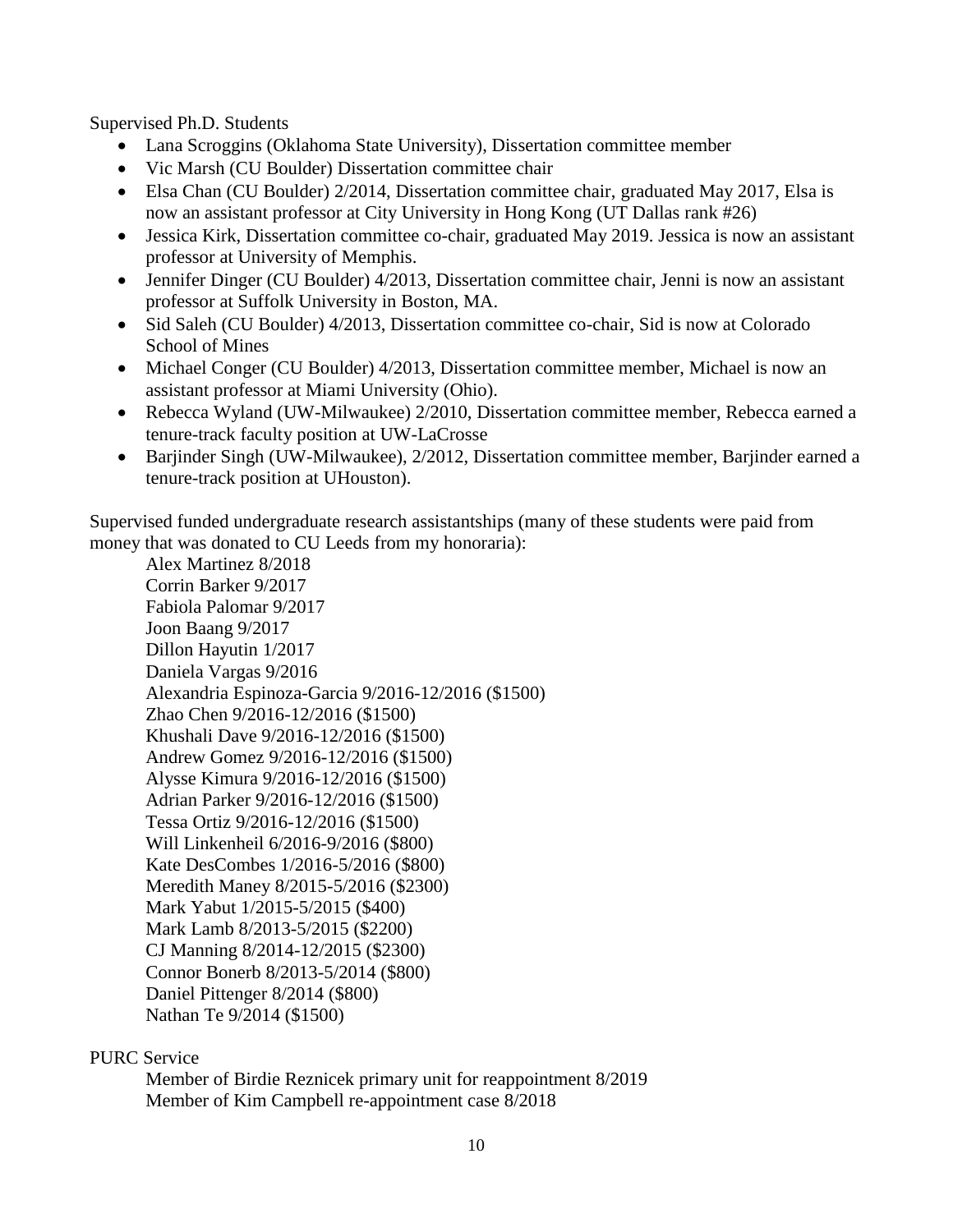Supervised Ph.D. Students

- Lana Scroggins (Oklahoma State University), Dissertation committee member
- Vic Marsh (CU Boulder) Dissertation committee chair
- Elsa Chan (CU Boulder) 2/2014, Dissertation committee chair, graduated May 2017, Elsa is now an assistant professor at City University in Hong Kong (UT Dallas rank #26)
- Jessica Kirk, Dissertation committee co-chair, graduated May 2019. Jessica is now an assistant professor at University of Memphis.
- Jennifer Dinger (CU Boulder) 4/2013, Dissertation committee chair, Jenni is now an assistant professor at Suffolk University in Boston, MA.
- Sid Saleh (CU Boulder) 4/2013, Dissertation committee co-chair, Sid is now at Colorado School of Mines
- Michael Conger (CU Boulder) 4/2013, Dissertation committee member, Michael is now an assistant professor at Miami University (Ohio).
- Rebecca Wyland (UW-Milwaukee) 2/2010, Dissertation committee member, Rebecca earned a tenure-track faculty position at UW-LaCrosse
- Barjinder Singh (UW-Milwaukee), 2/2012, Dissertation committee member, Barjinder earned a tenure-track position at UHouston).

Supervised funded undergraduate research assistantships (many of these students were paid from money that was donated to CU Leeds from my honoraria):

Alex Martinez 8/2018
Corrin Barker 9/2017
Fabiola Palomar 9/2017
Joon Baang 9/2017
Dillon Hayutin 1/2017
Daniela Vargas 9/2016
Alexandria Espinoza-Garcia 9/2016-12/2016 ($1500)
Zhao Chen 9/2016-12/2016 ($1500)
Khushali Dave 9/2016-12/2016 ($1500)
Andrew Gomez 9/2016-12/2016 ($1500)
Alysse Kimura 9/2016-12/2016 ($1500)
Adrian Parker 9/2016-12/2016 ($1500)
Tessa Ortiz 9/2016-12/2016 ($1500)
Will Linkenheil 6/2016-9/2016 ($800)
Kate DesCombes 1/2016-5/2016 ($800)
Meredith Maney 8/2015-5/2016 ($2300)
Mark Yabut 1/2015-5/2015 ($400)
Mark Lamb 8/2013-5/2015 ($2200)
CJ Manning 8/2014-12/2015 ($2300)
Connor Bonerb 8/2013-5/2014 ($800)
Daniel Pittenger 8/2014 ($800)
Nathan Te 9/2014 ($1500)

PURC Service

Member of Birdie Reznicek primary unit for reappointment 8/2019
Member of Kim Campbell re-appointment case 8/2018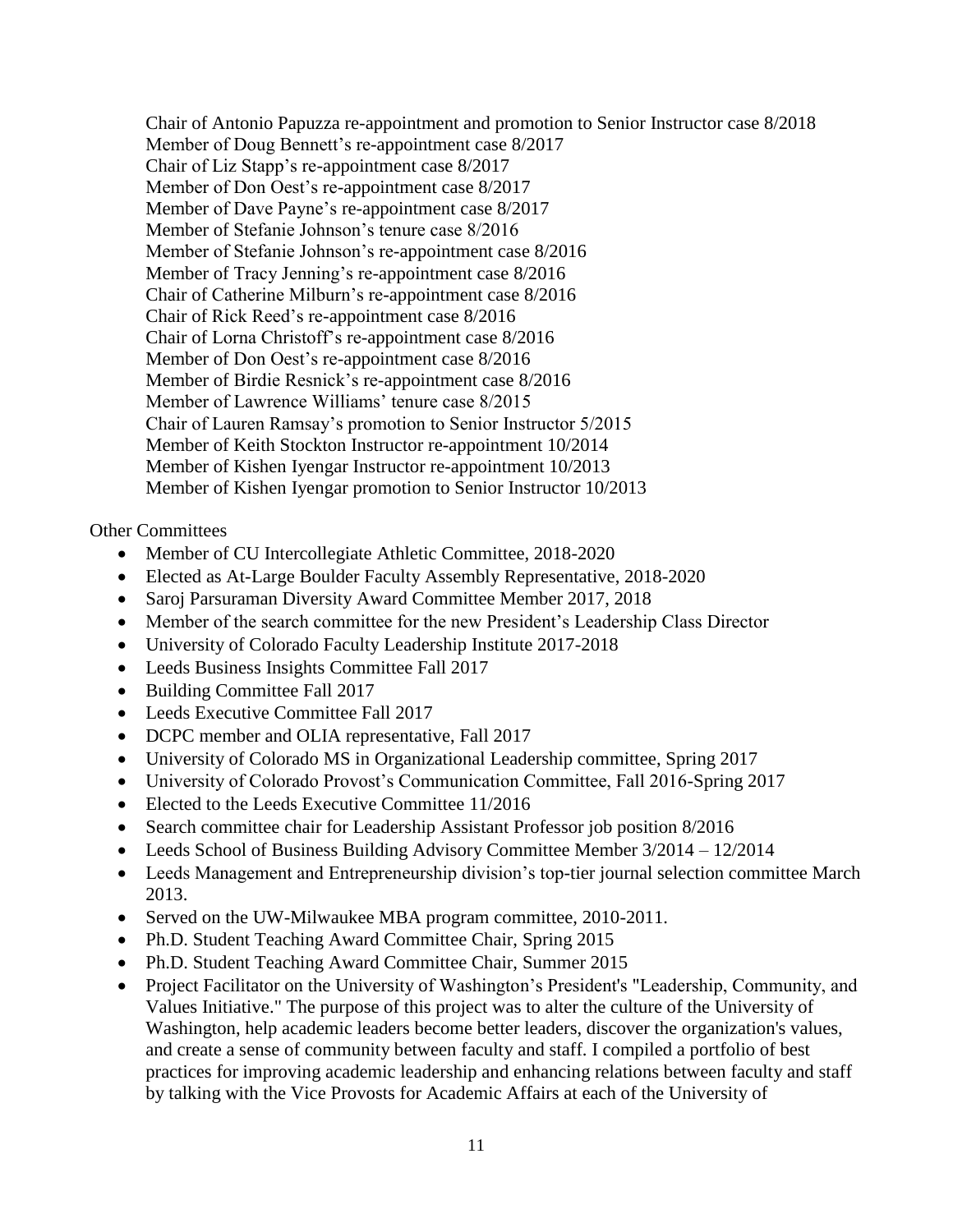Chair of Antonio Papuzza re-appointment and promotion to Senior Instructor case 8/2018
Member of Doug Bennett's re-appointment case 8/2017
Chair of Liz Stapp's re-appointment case 8/2017
Member of Don Oest's re-appointment case 8/2017
Member of Dave Payne's re-appointment case 8/2017
Member of Stefanie Johnson's tenure case 8/2016
Member of Stefanie Johnson's re-appointment case 8/2016
Member of Tracy Jenning's re-appointment case 8/2016
Chair of Catherine Milburn's re-appointment case 8/2016
Chair of Rick Reed's re-appointment case 8/2016
Chair of Lorna Christoff's re-appointment case 8/2016
Member of Don Oest's re-appointment case 8/2016
Member of Birdie Resnick's re-appointment case 8/2016
Member of Lawrence Williams' tenure case 8/2015
Chair of Lauren Ramsay's promotion to Senior Instructor 5/2015
Member of Keith Stockton Instructor re-appointment 10/2014
Member of Kishen Iyengar Instructor re-appointment 10/2013
Member of Kishen Iyengar promotion to Senior Instructor 10/2013

Other Committees

- Member of CU Intercollegiate Athletic Committee, 2018-2020
- Elected as At-Large Boulder Faculty Assembly Representative, 2018-2020
- Saroj Parsuraman Diversity Award Committee Member 2017, 2018
- Member of the search committee for the new President's Leadership Class Director
- University of Colorado Faculty Leadership Institute 2017-2018
- Leeds Business Insights Committee Fall 2017
- Building Committee Fall 2017
- Leeds Executive Committee Fall 2017
- DCPC member and OLIA representative, Fall 2017
- University of Colorado MS in Organizational Leadership committee, Spring 2017
- University of Colorado Provost's Communication Committee, Fall 2016-Spring 2017
- Elected to the Leeds Executive Committee 11/2016
- Search committee chair for Leadership Assistant Professor job position 8/2016
- Leeds School of Business Building Advisory Committee Member 3/2014 – 12/2014
- Leeds Management and Entrepreneurship division's top-tier journal selection committee March 2013.
- Served on the UW-Milwaukee MBA program committee, 2010-2011.
- Ph.D. Student Teaching Award Committee Chair, Spring 2015
- Ph.D. Student Teaching Award Committee Chair, Summer 2015
- Project Facilitator on the University of Washington's President's "Leadership, Community, and Values Initiative." The purpose of this project was to alter the culture of the University of Washington, help academic leaders become better leaders, discover the organization's values, and create a sense of community between faculty and staff. I compiled a portfolio of best practices for improving academic leadership and enhancing relations between faculty and staff by talking with the Vice Provosts for Academic Affairs at each of the University of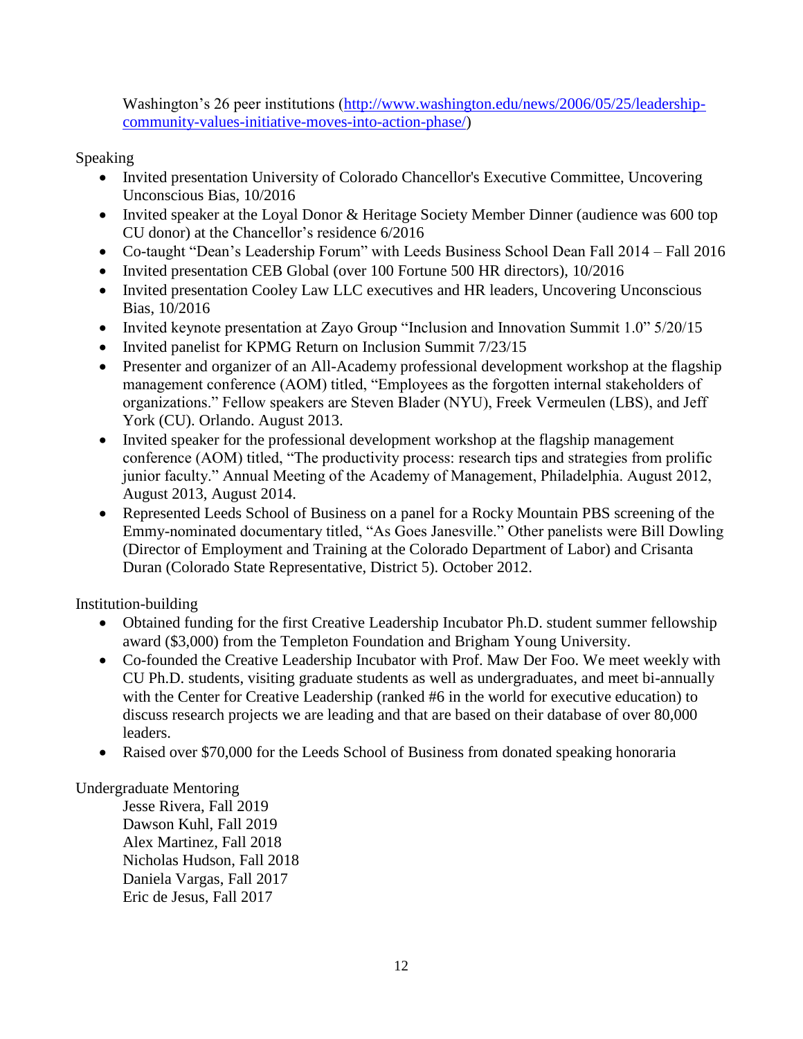Washington's 26 peer institutions ([http://www.washington.edu/news/2006/05/25/leadership-community-values-initiative-moves-into-action-phase/](http://www.washington.edu/news/2006/05/25/leadership-community-values-initiative-moves-into-action-phase/))

Speaking

- Invited presentation University of Colorado Chancellor's Executive Committee, Uncovering Unconscious Bias, 10/2016
- Invited speaker at the Loyal Donor & Heritage Society Member Dinner (audience was 600 top CU donor) at the Chancellor's residence 6/2016
- Co-taught "Dean's Leadership Forum" with Leeds Business School Dean Fall 2014 – Fall 2016
- Invited presentation CEB Global (over 100 Fortune 500 HR directors), 10/2016
- Invited presentation Cooley Law LLC executives and HR leaders, Uncovering Unconscious Bias, 10/2016
- Invited keynote presentation at Zayo Group "Inclusion and Innovation Summit 1.0" 5/20/15
- Invited panelist for KPMG Return on Inclusion Summit 7/23/15
- Presenter and organizer of an All-Academy professional development workshop at the flagship management conference (AOM) titled, "Employees as the forgotten internal stakeholders of organizations." Fellow speakers are Steven Blader (NYU), Freek Vermeulen (LBS), and Jeff York (CU). Orlando. August 2013.
- Invited speaker for the professional development workshop at the flagship management conference (AOM) titled, "The productivity process: research tips and strategies from prolific junior faculty." Annual Meeting of the Academy of Management, Philadelphia. August 2012, August 2013, August 2014.
- Represented Leeds School of Business on a panel for a Rocky Mountain PBS screening of the Emmy-nominated documentary titled, "As Goes Janesville." Other panelists were Bill Dowling (Director of Employment and Training at the Colorado Department of Labor) and Crisanta Duran (Colorado State Representative, District 5). October 2012.

Institution-building

- Obtained funding for the first Creative Leadership Incubator Ph.D. student summer fellowship award ($3,000) from the Templeton Foundation and Brigham Young University.
- Co-founded the Creative Leadership Incubator with Prof. Maw Der Foo. We meet weekly with CU Ph.D. students, visiting graduate students as well as undergraduates, and meet bi-annually with the Center for Creative Leadership (ranked #6 in the world for executive education) to discuss research projects we are leading and that are based on their database of over 80,000 leaders.
- Raised over $70,000 for the Leeds School of Business from donated speaking honoraria

Undergraduate Mentoring

Jesse Rivera, Fall 2019
Dawson Kuhl, Fall 2019
Alex Martinez, Fall 2018
Nicholas Hudson, Fall 2018
Daniela Vargas, Fall 2017
Eric de Jesus, Fall 2017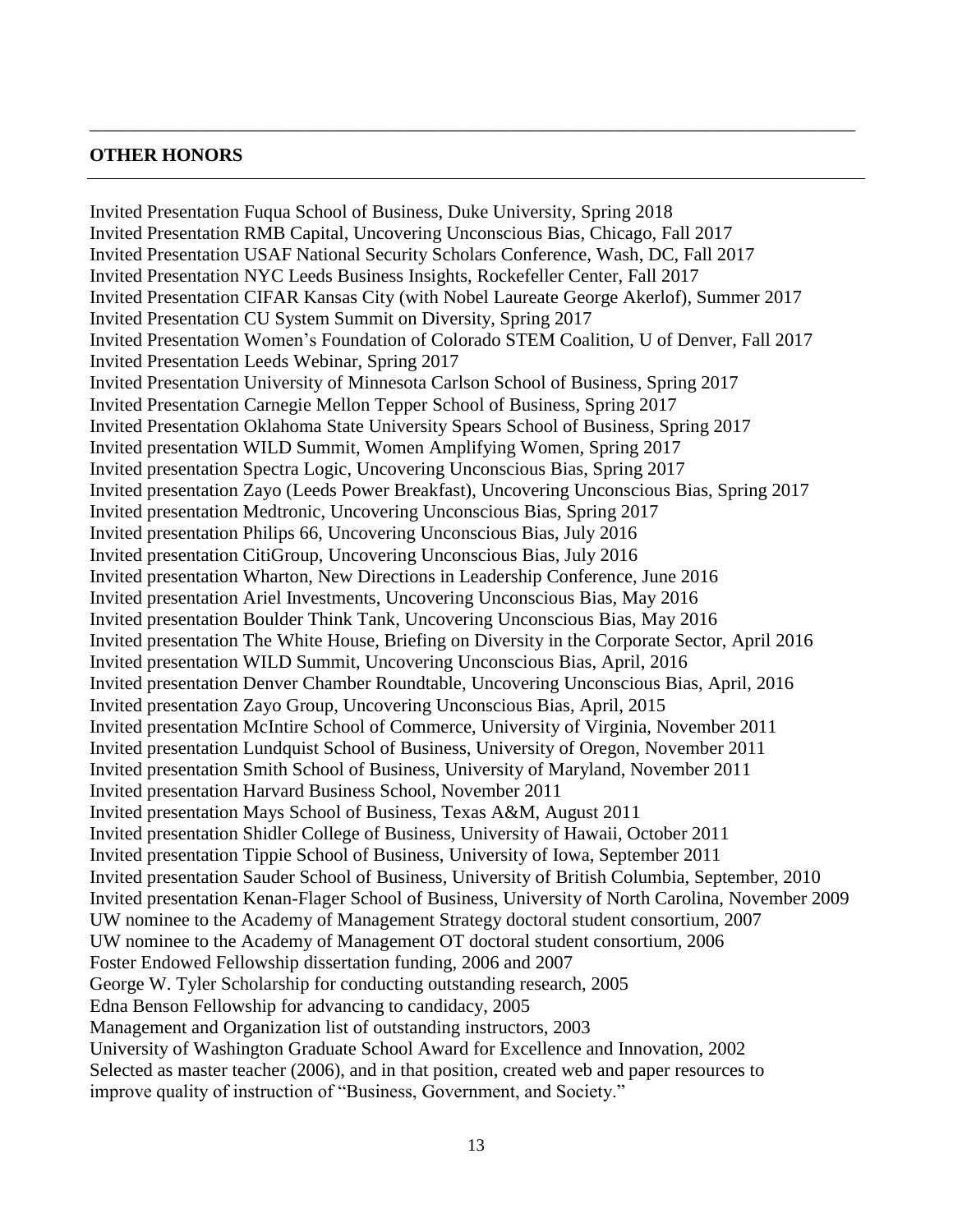## OTHER HONORS

Invited Presentation Fuqua School of Business, Duke University, Spring 2018
Invited Presentation RMB Capital, Uncovering Unconscious Bias, Chicago, Fall 2017
Invited Presentation USAF National Security Scholars Conference, Wash, DC, Fall 2017
Invited Presentation NYC Leeds Business Insights, Rockefeller Center, Fall 2017
Invited Presentation CIFAR Kansas City (with Nobel Laureate George Akerlof), Summer 2017
Invited Presentation CU System Summit on Diversity, Spring 2017
Invited Presentation Women's Foundation of Colorado STEM Coalition, U of Denver, Fall 2017
Invited Presentation Leeds Webinar, Spring 2017
Invited Presentation University of Minnesota Carlson School of Business, Spring 2017
Invited Presentation Carnegie Mellon Tepper School of Business, Spring 2017
Invited Presentation Oklahoma State University Spears School of Business, Spring 2017
Invited presentation WILD Summit, Women Amplifying Women, Spring 2017
Invited presentation Spectra Logic, Uncovering Unconscious Bias, Spring 2017
Invited presentation Zayo (Leeds Power Breakfast), Uncovering Unconscious Bias, Spring 2017
Invited presentation Medtronic, Uncovering Unconscious Bias, Spring 2017
Invited presentation Philips 66, Uncovering Unconscious Bias, July 2016
Invited presentation CitiGroup, Uncovering Unconscious Bias, July 2016
Invited presentation Wharton, New Directions in Leadership Conference, June 2016
Invited presentation Ariel Investments, Uncovering Unconscious Bias, May 2016
Invited presentation Boulder Think Tank, Uncovering Unconscious Bias, May 2016
Invited presentation The White House, Briefing on Diversity in the Corporate Sector, April 2016
Invited presentation WILD Summit, Uncovering Unconscious Bias, April, 2016
Invited presentation Denver Chamber Roundtable, Uncovering Unconscious Bias, April, 2016
Invited presentation Zayo Group, Uncovering Unconscious Bias, April, 2015
Invited presentation McIntire School of Commerce, University of Virginia, November 2011
Invited presentation Lundquist School of Business, University of Oregon, November 2011
Invited presentation Smith School of Business, University of Maryland, November 2011
Invited presentation Harvard Business School, November 2011
Invited presentation Mays School of Business, Texas A&M, August 2011
Invited presentation Shidler College of Business, University of Hawaii, October 2011
Invited presentation Tippie School of Business, University of Iowa, September 2011
Invited presentation Sauder School of Business, University of British Columbia, September, 2010
Invited presentation Kenan-Flager School of Business, University of North Carolina, November 2009
UW nominee to the Academy of Management Strategy doctoral student consortium, 2007
UW nominee to the Academy of Management OT doctoral student consortium, 2006
Foster Endowed Fellowship dissertation funding, 2006 and 2007
George W. Tyler Scholarship for conducting outstanding research, 2005
Edna Benson Fellowship for advancing to candidacy, 2005
Management and Organization list of outstanding instructors, 2003
University of Washington Graduate School Award for Excellence and Innovation, 2002
Selected as master teacher (2006), and in that position, created web and paper resources to improve quality of instruction of "Business, Government, and Society."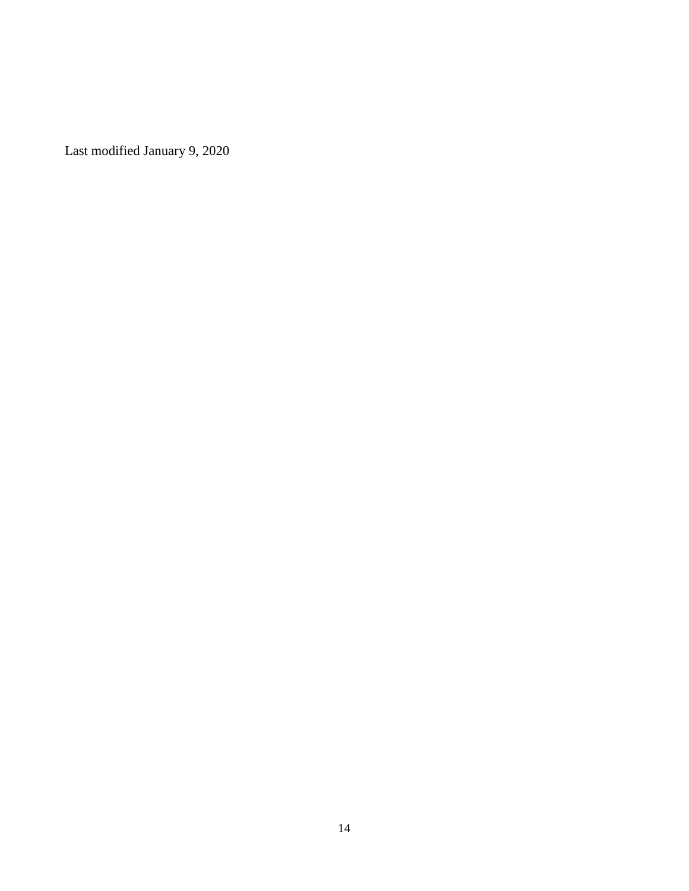Last modified January 9, 2020